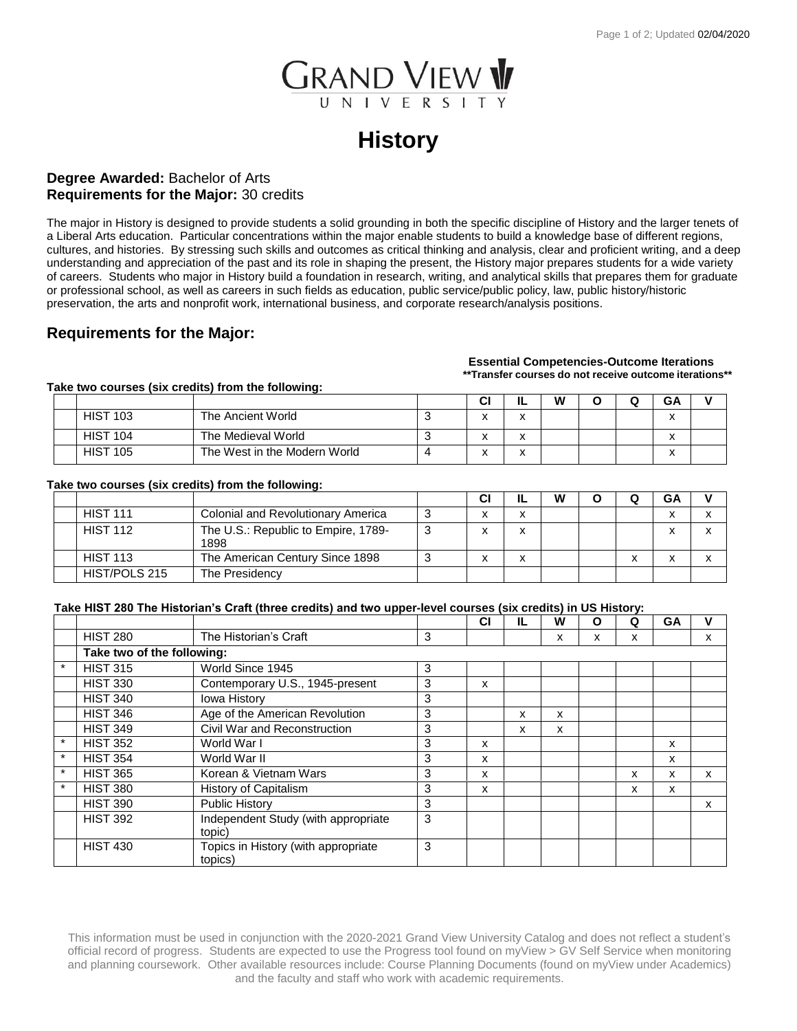# History

**Degree Awarded:** Bachelor of Arts
**Requirements for the Major:** 30 credits

The major in History is designed to provide students a solid grounding in both the specific discipline of History and the larger tenets of a Liberal Arts education. Particular concentrations within the major enable students to build a knowledge base of different regions, cultures, and histories. By stressing such skills and outcomes as critical thinking and analysis, clear and proficient writing, and a deep understanding and appreciation of the past and its role in shaping the present, the History major prepares students for a wide variety of careers. Students who major in History build a foundation in research, writing, and analytical skills that prepares them for graduate or professional school, as well as careers in such fields as education, public service/public policy, law, public history/historic preservation, the arts and nonprofit work, international business, and corporate research/analysis positions.

## Requirements for the Major:

**Essential Competencies-Outcome Iterations**
**\*\*Transfer courses do not receive outcome iterations\*\***

**Take two courses (six credits) from the following:**

| | | | | CI | IL | W | O | Q | GA | V |
|---|---|---|---|---|---|---|---|---|---|---|
| | HIST 103 | The Ancient World | 3 | x | x | | | | x | |
| | HIST 104 | The Medieval World | 3 | x | x | | | | x | |
| | HIST 105 | The West in the Modern World | 4 | x | x | | | | x | |

**Take two courses (six credits) from the following:**

| | | | | CI | IL | W | O | Q | GA | V |
|---|---|---|---|---|---|---|---|---|---|---|
| | HIST 111 | Colonial and Revolutionary America | 3 | x | x | | | | x | x |
| | HIST 112 | The U.S.: Republic to Empire, 1789-1898 | 3 | x | x | | | | x | x |
| | HIST 113 | The American Century Since 1898 | 3 | x | x | | | x | x | x |
| | HIST/POLS 215 | The Presidency | | | | | | | | |

**Take HIST 280 The Historian's Craft (three credits) and two upper-level courses (six credits) in US History:**

| | | | | CI | IL | W | O | Q | GA | V |
|---|---|---|---|---|---|---|---|---|---|---|
| | HIST 280 | The Historian's Craft | 3 | | | x | x | x | | x |
| | **Take two of the following:** | | | | | | | | | |
| * | HIST 315 | World Since 1945 | 3 | | | | | | | |
| | HIST 330 | Contemporary U.S., 1945-present | 3 | x | | | | | | |
| | HIST 340 | Iowa History | 3 | | | | | | | |
| | HIST 346 | Age of the American Revolution | 3 | | x | x | | | | |
| | HIST 349 | Civil War and Reconstruction | 3 | | x | x | | | | |
| * | HIST 352 | World War I | 3 | x | | | | | x | |
| * | HIST 354 | World War II | 3 | x | | | | | x | |
| * | HIST 365 | Korean & Vietnam Wars | 3 | x | | | | x | x | x |
| * | HIST 380 | History of Capitalism | 3 | x | | | | x | x | |
| | HIST 390 | Public History | 3 | | | | | | | x |
| | HIST 392 | Independent Study (with appropriate topic) | 3 | | | | | | | |
| | HIST 430 | Topics in History (with appropriate topics) | 3 | | | | | | | |

This information must be used in conjunction with the 2020-2021 Grand View University Catalog and does not reflect a student's official record of progress. Students are expected to use the Progress tool found on myView > GV Self Service when monitoring and planning coursework. Other available resources include: Course Planning Documents (found on myView under Academics) and the faculty and staff who work with academic requirements.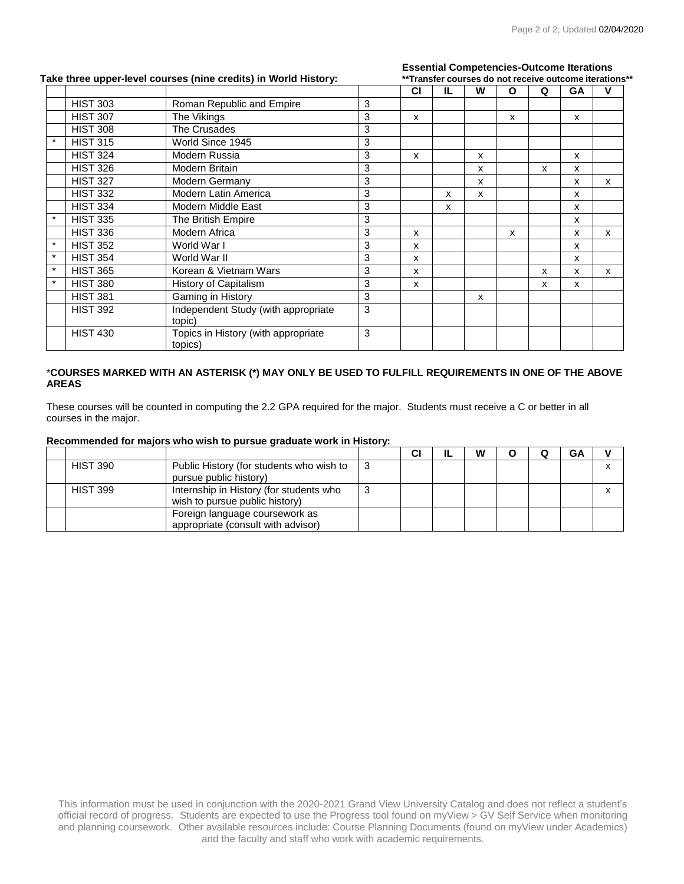**Essential Competencies-Outcome Iterations**
**\*\*Transfer courses do not receive outcome iterations\*\***

**Take three upper-level courses (nine credits) in World History:**

| | | | | CI | IL | W | O | Q | GA | V |
|---|---|---|---|---|---|---|---|---|---|---|
| | HIST 303 | Roman Republic and Empire | 3 | | | | | | | |
| | HIST 307 | The Vikings | 3 | x | | | x | | x | |
| | HIST 308 | The Crusades | 3 | | | | | | | |
| * | HIST 315 | World Since 1945 | 3 | | | | | | | |
| | HIST 324 | Modern Russia | 3 | x | | x | | | x | |
| | HIST 326 | Modern Britain | 3 | | | x | | x | x | |
| | HIST 327 | Modern Germany | 3 | | | x | | | x | x |
| | HIST 332 | Modern Latin America | 3 | | x | x | | | x | |
| | HIST 334 | Modern Middle East | 3 | | x | | | | x | |
| * | HIST 335 | The British Empire | 3 | | | | | | x | |
| | HIST 336 | Modern Africa | 3 | x | | | x | | x | x |
| * | HIST 352 | World War I | 3 | x | | | | | x | |
| * | HIST 354 | World War II | 3 | x | | | | | x | |
| * | HIST 365 | Korean & Vietnam Wars | 3 | x | | | | x | x | x |
| * | HIST 380 | History of Capitalism | 3 | x | | | | x | x | |
| | HIST 381 | Gaming in History | 3 | | | x | | | | |
| | HIST 392 | Independent Study (with appropriate topic) | 3 | | | | | | | |
| | HIST 430 | Topics in History (with appropriate topics) | 3 | | | | | | | |

***COURSES MARKED WITH AN ASTERISK (*) MAY ONLY BE USED TO FULFILL REQUIREMENTS IN ONE OF THE ABOVE AREAS**

These courses will be counted in computing the 2.2 GPA required for the major. Students must receive a C or better in all courses in the major.

**Recommended for majors who wish to pursue graduate work in History:**

| | | | | CI | IL | W | O | Q | GA | V |
|---|---|---|---|---|---|---|---|---|---|---|
| | HIST 390 | Public History (for students who wish to pursue public history) | 3 | | | | | | | x |
| | HIST 399 | Internship in History (for students who wish to pursue public history) | 3 | | | | | | | x |
| | | Foreign language coursework as appropriate (consult with advisor) | | | | | | | | |

This information must be used in conjunction with the 2020-2021 Grand View University Catalog and does not reflect a student's official record of progress. Students are expected to use the Progress tool found on myView > GV Self Service when monitoring and planning coursework. Other available resources include: Course Planning Documents (found on myView under Academics) and the faculty and staff who work with academic requirements.